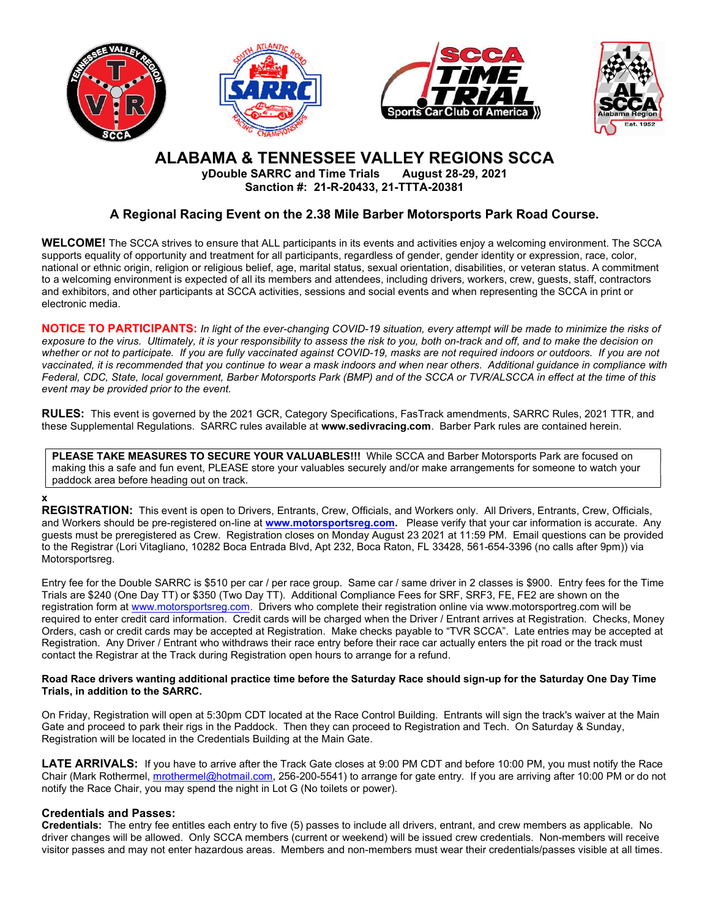# ALABAMA & TENNESSEE VALLEY REGIONS SCCA

**yDouble SARRC and Time Trials August 28-29, 2021**
**Sanction #: 21-R-20433, 21-TTTA-20381**

## A Regional Racing Event on the 2.38 Mile Barber Motorsports Park Road Course.

**WELCOME!** The SCCA strives to ensure that ALL participants in its events and activities enjoy a welcoming environment. The SCCA supports equality of opportunity and treatment for all participants, regardless of gender, gender identity or expression, race, color, national or ethnic origin, religion or religious belief, age, marital status, sexual orientation, disabilities, or veteran status. A commitment to a welcoming environment is expected of all its members and attendees, including drivers, workers, crew, guests, staff, contractors and exhibitors, and other participants at SCCA activities, sessions and social events and when representing the SCCA in print or electronic media.

**NOTICE TO PARTICIPANTS:** *In light of the ever-changing COVID-19 situation, every attempt will be made to minimize the risks of exposure to the virus. Ultimately, it is your responsibility to assess the risk to you, both on-track and off, and to make the decision on whether or not to participate. If you are fully vaccinated against COVID-19, masks are not required indoors or outdoors. If you are not vaccinated, it is recommended that you continue to wear a mask indoors and when near others. Additional guidance in compliance with Federal, CDC, State, local government, Barber Motorsports Park (BMP) and of the SCCA or TVR/ALSCCA in effect at the time of this event may be provided prior to the event.*

**RULES:** This event is governed by the 2021 GCR, Category Specifications, FasTrack amendments, SARRC Rules, 2021 TTR, and these Supplemental Regulations. SARRC rules available at **www.sedivracing.com**. Barber Park rules are contained herein.

**PLEASE TAKE MEASURES TO SECURE YOUR VALUABLES!!!** While SCCA and Barber Motorsports Park are focused on making this a safe and fun event, PLEASE store your valuables securely and/or make arrangements for someone to watch your paddock area before heading out on track.

**x**

**REGISTRATION:** This event is open to Drivers, Entrants, Crew, Officials, and Workers only. All Drivers, Entrants, Crew, Officials, and Workers should be pre-registered on-line at **www.motorsportsreg.com.** Please verify that your car information is accurate. Any guests must be preregistered as Crew. Registration closes on Monday August 23 2021 at 11:59 PM. Email questions can be provided to the Registrar (Lori Vitagliano, 10282 Boca Entrada Blvd, Apt 232, Boca Raton, FL 33428, 561-654-3396 (no calls after 9pm)) via Motorsportsreg.

Entry fee for the Double SARRC is $510 per car / per race group. Same car / same driver in 2 classes is $900. Entry fees for the Time Trials are $240 (One Day TT) or $350 (Two Day TT). Additional Compliance Fees for SRF, SRF3, FE, FE2 are shown on the registration form at www.motorsportsreg.com. Drivers who complete their registration online via www.motorsportreg.com will be required to enter credit card information. Credit cards will be charged when the Driver / Entrant arrives at Registration. Checks, Money Orders, cash or credit cards may be accepted at Registration. Make checks payable to "TVR SCCA". Late entries may be accepted at Registration. Any Driver / Entrant who withdraws their race entry before their race car actually enters the pit road or the track must contact the Registrar at the Track during Registration open hours to arrange for a refund.

**Road Race drivers wanting additional practice time before the Saturday Race should sign-up for the Saturday One Day Time Trials, in addition to the SARRC.**

On Friday, Registration will open at 5:30pm CDT located at the Race Control Building. Entrants will sign the track's waiver at the Main Gate and proceed to park their rigs in the Paddock. Then they can proceed to Registration and Tech. On Saturday & Sunday, Registration will be located in the Credentials Building at the Main Gate.

**LATE ARRIVALS:** If you have to arrive after the Track Gate closes at 9:00 PM CDT and before 10:00 PM, you must notify the Race Chair (Mark Rothermel, mrothermel@hotmail.com, 256-200-5541) to arrange for gate entry. If you are arriving after 10:00 PM or do not notify the Race Chair, you may spend the night in Lot G (No toilets or power).

### Credentials and Passes:

**Credentials:** The entry fee entitles each entry to five (5) passes to include all drivers, entrant, and crew members as applicable. No driver changes will be allowed. Only SCCA members (current or weekend) will be issued crew credentials. Non-members will receive visitor passes and may not enter hazardous areas. Members and non-members must wear their credentials/passes visible at all times.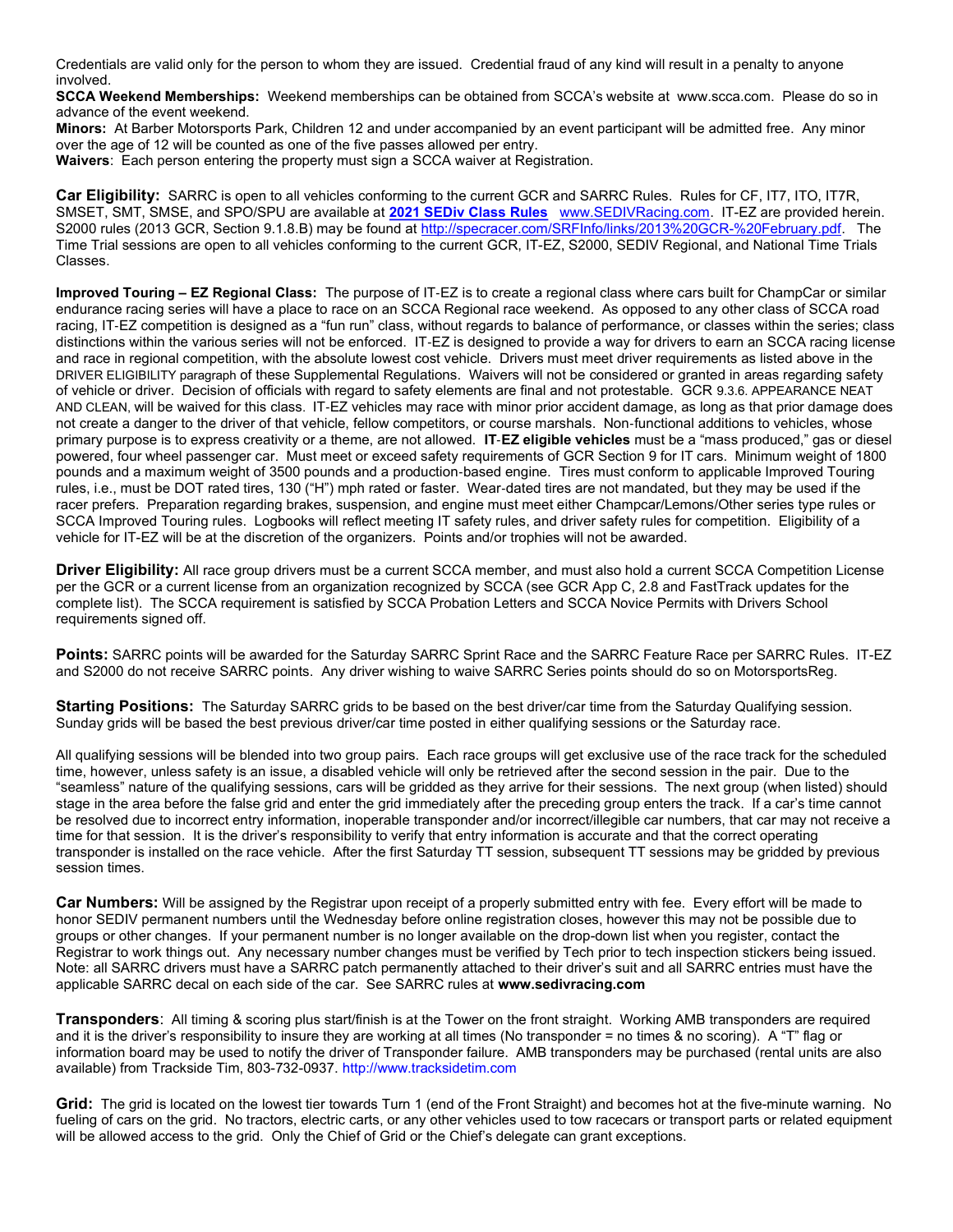Credentials are valid only for the person to whom they are issued. Credential fraud of any kind will result in a penalty to anyone involved.

**SCCA Weekend Memberships:** Weekend memberships can be obtained from SCCA's website at www.scca.com. Please do so in advance of the event weekend.

**Minors:** At Barber Motorsports Park, Children 12 and under accompanied by an event participant will be admitted free. Any minor over the age of 12 will be counted as one of the five passes allowed per entry.

**Waivers**: Each person entering the property must sign a SCCA waiver at Registration.

**Car Eligibility:** SARRC is open to all vehicles conforming to the current GCR and SARRC Rules. Rules for CF, IT7, ITO, IT7R, SMSET, SMT, SMSE, and SPO/SPU are available at **2021 SEDiv Class Rules** www.SEDIVRacing.com. IT-EZ are provided herein. S2000 rules (2013 GCR, Section 9.1.8.B) may be found at http://specracer.com/SRFInfo/links/2013%20GCR-%20February.pdf. The Time Trial sessions are open to all vehicles conforming to the current GCR, IT-EZ, S2000, SEDIV Regional, and National Time Trials Classes.

**Improved Touring – EZ Regional Class:** The purpose of IT-EZ is to create a regional class where cars built for ChampCar or similar endurance racing series will have a place to race on an SCCA Regional race weekend. As opposed to any other class of SCCA road racing, IT-EZ competition is designed as a "fun run" class, without regards to balance of performance, or classes within the series; class distinctions within the various series will not be enforced. IT-EZ is designed to provide a way for drivers to earn an SCCA racing license and race in regional competition, with the absolute lowest cost vehicle. Drivers must meet driver requirements as listed above in the DRIVER ELIGIBILITY paragraph of these Supplemental Regulations. Waivers will not be considered or granted in areas regarding safety of vehicle or driver. Decision of officials with regard to safety elements are final and not protestable. GCR 9.3.6. APPEARANCE NEAT AND CLEAN, will be waived for this class. IT-EZ vehicles may race with minor prior accident damage, as long as that prior damage does not create a danger to the driver of that vehicle, fellow competitors, or course marshals. Non-functional additions to vehicles, whose primary purpose is to express creativity or a theme, are not allowed. **IT-EZ eligible vehicles** must be a "mass produced," gas or diesel powered, four wheel passenger car. Must meet or exceed safety requirements of GCR Section 9 for IT cars. Minimum weight of 1800 pounds and a maximum weight of 3500 pounds and a production-based engine. Tires must conform to applicable Improved Touring rules, i.e., must be DOT rated tires, 130 ("H") mph rated or faster. Wear-dated tires are not mandated, but they may be used if the racer prefers. Preparation regarding brakes, suspension, and engine must meet either Champcar/Lemons/Other series type rules or SCCA Improved Touring rules. Logbooks will reflect meeting IT safety rules, and driver safety rules for competition. Eligibility of a vehicle for IT-EZ will be at the discretion of the organizers. Points and/or trophies will not be awarded.

**Driver Eligibility:** All race group drivers must be a current SCCA member, and must also hold a current SCCA Competition License per the GCR or a current license from an organization recognized by SCCA (see GCR App C, 2.8 and FastTrack updates for the complete list). The SCCA requirement is satisfied by SCCA Probation Letters and SCCA Novice Permits with Drivers School requirements signed off.

**Points:** SARRC points will be awarded for the Saturday SARRC Sprint Race and the SARRC Feature Race per SARRC Rules. IT-EZ and S2000 do not receive SARRC points. Any driver wishing to waive SARRC Series points should do so on MotorsportsReg.

**Starting Positions:** The Saturday SARRC grids to be based on the best driver/car time from the Saturday Qualifying session. Sunday grids will be based the best previous driver/car time posted in either qualifying sessions or the Saturday race.

All qualifying sessions will be blended into two group pairs. Each race groups will get exclusive use of the race track for the scheduled time, however, unless safety is an issue, a disabled vehicle will only be retrieved after the second session in the pair. Due to the "seamless" nature of the qualifying sessions, cars will be gridded as they arrive for their sessions. The next group (when listed) should stage in the area before the false grid and enter the grid immediately after the preceding group enters the track. If a car's time cannot be resolved due to incorrect entry information, inoperable transponder and/or incorrect/illegible car numbers, that car may not receive a time for that session. It is the driver's responsibility to verify that entry information is accurate and that the correct operating transponder is installed on the race vehicle. After the first Saturday TT session, subsequent TT sessions may be gridded by previous session times.

**Car Numbers:** Will be assigned by the Registrar upon receipt of a properly submitted entry with fee. Every effort will be made to honor SEDIV permanent numbers until the Wednesday before online registration closes, however this may not be possible due to groups or other changes. If your permanent number is no longer available on the drop-down list when you register, contact the Registrar to work things out. Any necessary number changes must be verified by Tech prior to tech inspection stickers being issued. Note: all SARRC drivers must have a SARRC patch permanently attached to their driver's suit and all SARRC entries must have the applicable SARRC decal on each side of the car. See SARRC rules at **www.sedivracing.com**

**Transponders**: All timing & scoring plus start/finish is at the Tower on the front straight. Working AMB transponders are required and it is the driver's responsibility to insure they are working at all times (No transponder = no times & no scoring). A "T" flag or information board may be used to notify the driver of Transponder failure. AMB transponders may be purchased (rental units are also available) from Trackside Tim, 803-732-0937. http://www.tracksidetim.com

**Grid:** The grid is located on the lowest tier towards Turn 1 (end of the Front Straight) and becomes hot at the five-minute warning. No fueling of cars on the grid. No tractors, electric carts, or any other vehicles used to tow racecars or transport parts or related equipment will be allowed access to the grid. Only the Chief of Grid or the Chief's delegate can grant exceptions.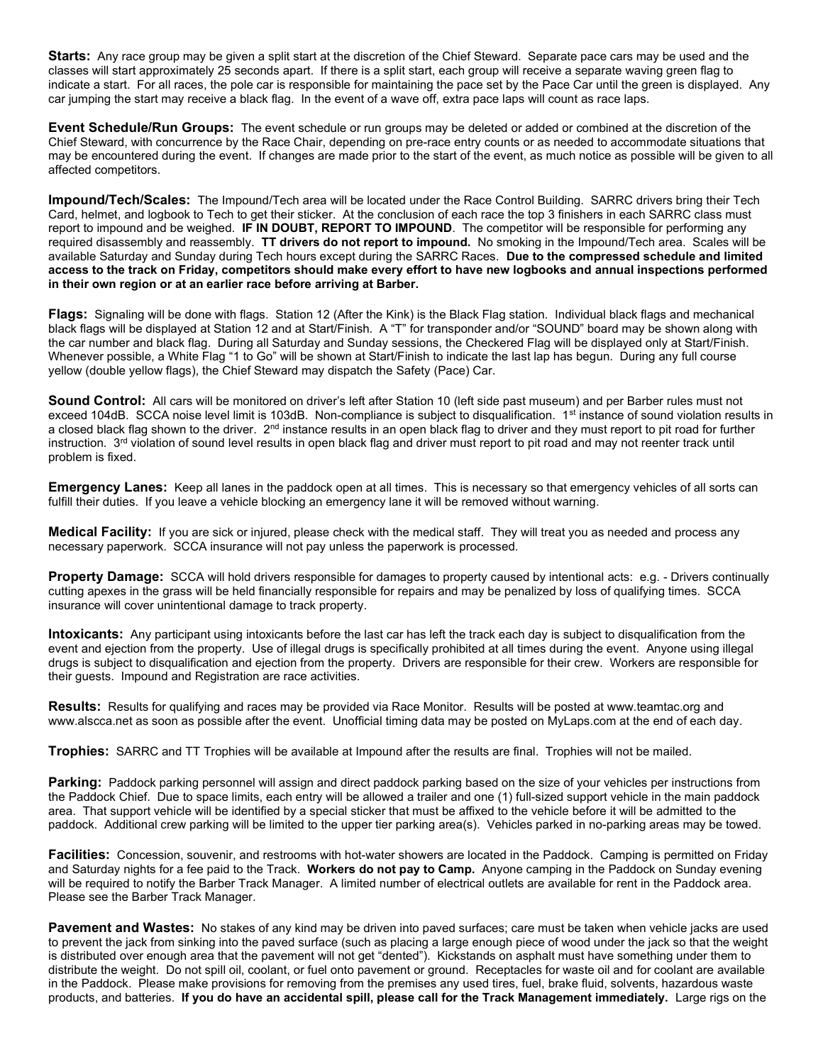**Starts:** Any race group may be given a split start at the discretion of the Chief Steward. Separate pace cars may be used and the classes will start approximately 25 seconds apart. If there is a split start, each group will receive a separate waving green flag to indicate a start. For all races, the pole car is responsible for maintaining the pace set by the Pace Car until the green is displayed. Any car jumping the start may receive a black flag. In the event of a wave off, extra pace laps will count as race laps.

**Event Schedule/Run Groups:** The event schedule or run groups may be deleted or added or combined at the discretion of the Chief Steward, with concurrence by the Race Chair, depending on pre-race entry counts or as needed to accommodate situations that may be encountered during the event. If changes are made prior to the start of the event, as much notice as possible will be given to all affected competitors.

**Impound/Tech/Scales:** The Impound/Tech area will be located under the Race Control Building. SARRC drivers bring their Tech Card, helmet, and logbook to Tech to get their sticker. At the conclusion of each race the top 3 finishers in each SARRC class must report to impound and be weighed. **IF IN DOUBT, REPORT TO IMPOUND**. The competitor will be responsible for performing any required disassembly and reassembly. **TT drivers do not report to impound.** No smoking in the Impound/Tech area. Scales will be available Saturday and Sunday during Tech hours except during the SARRC Races. **Due to the compressed schedule and limited access to the track on Friday, competitors should make every effort to have new logbooks and annual inspections performed in their own region or at an earlier race before arriving at Barber.**

**Flags:** Signaling will be done with flags. Station 12 (After the Kink) is the Black Flag station. Individual black flags and mechanical black flags will be displayed at Station 12 and at Start/Finish. A "T" for transponder and/or "SOUND" board may be shown along with the car number and black flag. During all Saturday and Sunday sessions, the Checkered Flag will be displayed only at Start/Finish. Whenever possible, a White Flag "1 to Go" will be shown at Start/Finish to indicate the last lap has begun. During any full course yellow (double yellow flags), the Chief Steward may dispatch the Safety (Pace) Car.

**Sound Control:** All cars will be monitored on driver's left after Station 10 (left side past museum) and per Barber rules must not exceed 104dB. SCCA noise level limit is 103dB. Non-compliance is subject to disqualification. 1st instance of sound violation results in a closed black flag shown to the driver. 2nd instance results in an open black flag to driver and they must report to pit road for further instruction. 3rd violation of sound level results in open black flag and driver must report to pit road and may not reenter track until problem is fixed.

**Emergency Lanes:** Keep all lanes in the paddock open at all times. This is necessary so that emergency vehicles of all sorts can fulfill their duties. If you leave a vehicle blocking an emergency lane it will be removed without warning.

**Medical Facility:** If you are sick or injured, please check with the medical staff. They will treat you as needed and process any necessary paperwork. SCCA insurance will not pay unless the paperwork is processed.

**Property Damage:** SCCA will hold drivers responsible for damages to property caused by intentional acts: e.g. - Drivers continually cutting apexes in the grass will be held financially responsible for repairs and may be penalized by loss of qualifying times. SCCA insurance will cover unintentional damage to track property.

**Intoxicants:** Any participant using intoxicants before the last car has left the track each day is subject to disqualification from the event and ejection from the property. Use of illegal drugs is specifically prohibited at all times during the event. Anyone using illegal drugs is subject to disqualification and ejection from the property. Drivers are responsible for their crew. Workers are responsible for their guests. Impound and Registration are race activities.

**Results:** Results for qualifying and races may be provided via Race Monitor. Results will be posted at www.teamtac.org and www.alscca.net as soon as possible after the event. Unofficial timing data may be posted on MyLaps.com at the end of each day.

**Trophies:** SARRC and TT Trophies will be available at Impound after the results are final. Trophies will not be mailed.

**Parking:** Paddock parking personnel will assign and direct paddock parking based on the size of your vehicles per instructions from the Paddock Chief. Due to space limits, each entry will be allowed a trailer and one (1) full-sized support vehicle in the main paddock area. That support vehicle will be identified by a special sticker that must be affixed to the vehicle before it will be admitted to the paddock. Additional crew parking will be limited to the upper tier parking area(s). Vehicles parked in no-parking areas may be towed.

**Facilities:** Concession, souvenir, and restrooms with hot-water showers are located in the Paddock. Camping is permitted on Friday and Saturday nights for a fee paid to the Track. **Workers do not pay to Camp.** Anyone camping in the Paddock on Sunday evening will be required to notify the Barber Track Manager. A limited number of electrical outlets are available for rent in the Paddock area. Please see the Barber Track Manager.

**Pavement and Wastes:** No stakes of any kind may be driven into paved surfaces; care must be taken when vehicle jacks are used to prevent the jack from sinking into the paved surface (such as placing a large enough piece of wood under the jack so that the weight is distributed over enough area that the pavement will not get "dented"). Kickstands on asphalt must have something under them to distribute the weight. Do not spill oil, coolant, or fuel onto pavement or ground. Receptacles for waste oil and for coolant are available in the Paddock. Please make provisions for removing from the premises any used tires, fuel, brake fluid, solvents, hazardous waste products, and batteries. **If you do have an accidental spill, please call for the Track Management immediately.** Large rigs on the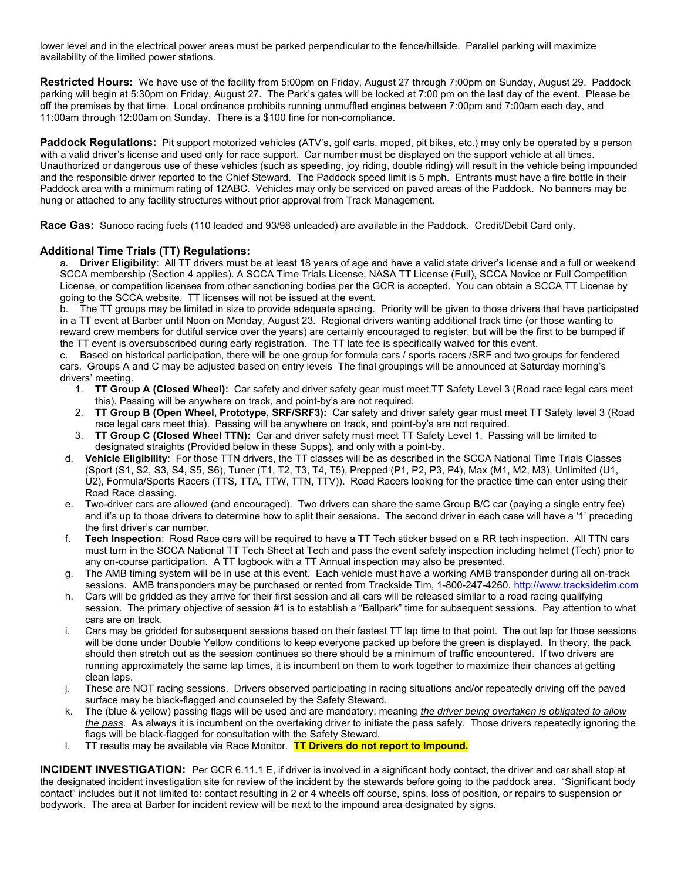lower level and in the electrical power areas must be parked perpendicular to the fence/hillside. Parallel parking will maximize availability of the limited power stations.

**Restricted Hours:** We have use of the facility from 5:00pm on Friday, August 27 through 7:00pm on Sunday, August 29. Paddock parking will begin at 5:30pm on Friday, August 27. The Park's gates will be locked at 7:00 pm on the last day of the event. Please be off the premises by that time. Local ordinance prohibits running unmuffled engines between 7:00pm and 7:00am each day, and 11:00am through 12:00am on Sunday. There is a $100 fine for non-compliance.

**Paddock Regulations:** Pit support motorized vehicles (ATV's, golf carts, moped, pit bikes, etc.) may only be operated by a person with a valid driver's license and used only for race support. Car number must be displayed on the support vehicle at all times. Unauthorized or dangerous use of these vehicles (such as speeding, joy riding, double riding) will result in the vehicle being impounded and the responsible driver reported to the Chief Steward. The Paddock speed limit is 5 mph. Entrants must have a fire bottle in their Paddock area with a minimum rating of 12ABC. Vehicles may only be serviced on paved areas of the Paddock. No banners may be hung or attached to any facility structures without prior approval from Track Management.

**Race Gas:** Sunoco racing fuels (110 leaded and 93/98 unleaded) are available in the Paddock. Credit/Debit Card only.

### Additional Time Trials (TT) Regulations:

a. **Driver Eligibility**: All TT drivers must be at least 18 years of age and have a valid state driver's license and a full or weekend SCCA membership (Section 4 applies). A SCCA Time Trials License, NASA TT License (Full), SCCA Novice or Full Competition License, or competition licenses from other sanctioning bodies per the GCR is accepted. You can obtain a SCCA TT License by going to the SCCA website. TT licenses will not be issued at the event.

b. The TT groups may be limited in size to provide adequate spacing. Priority will be given to those drivers that have participated in a TT event at Barber until Noon on Monday, August 23. Regional drivers wanting additional track time (or those wanting to reward crew members for dutiful service over the years) are certainly encouraged to register, but will be the first to be bumped if the TT event is oversubscribed during early registration. The TT late fee is specifically waived for this event.

c. Based on historical participation, there will be one group for formula cars / sports racers /SRF and two groups for fendered cars. Groups A and C may be adjusted based on entry levels The final groupings will be announced at Saturday morning's drivers' meeting.

1. **TT Group A (Closed Wheel):** Car safety and driver safety gear must meet TT Safety Level 3 (Road race legal cars meet this). Passing will be anywhere on track, and point-by's are not required.
2. **TT Group B (Open Wheel, Prototype, SRF/SRF3):** Car safety and driver safety gear must meet TT Safety level 3 (Road race legal cars meet this). Passing will be anywhere on track, and point-by's are not required.
3. **TT Group C (Closed Wheel TTN):** Car and driver safety must meet TT Safety Level 1. Passing will be limited to designated straights (Provided below in these Supps), and only with a point-by.

d. **Vehicle Eligibility**: For those TTN drivers, the TT classes will be as described in the SCCA National Time Trials Classes (Sport (S1, S2, S3, S4, S5, S6), Tuner (T1, T2, T3, T4, T5), Prepped (P1, P2, P3, P4), Max (M1, M2, M3), Unlimited (U1, U2), Formula/Sports Racers (TTS, TTA, TTW, TTN, TTV)). Road Racers looking for the practice time can enter using their Road Race classing.

e. Two-driver cars are allowed (and encouraged). Two drivers can share the same Group B/C car (paying a single entry fee) and it's up to those drivers to determine how to split their sessions. The second driver in each case will have a '1' preceding the first driver's car number.

f. **Tech Inspection**: Road Race cars will be required to have a TT Tech sticker based on a RR tech inspection. All TTN cars must turn in the SCCA National TT Tech Sheet at Tech and pass the event safety inspection including helmet (Tech) prior to any on-course participation. A TT logbook with a TT Annual inspection may also be presented.

g. The AMB timing system will be in use at this event. Each vehicle must have a working AMB transponder during all on-track sessions. AMB transponders may be purchased or rented from Trackside Tim, 1-800-247-4260. http://www.tracksidetim.com

h. Cars will be gridded as they arrive for their first session and all cars will be released similar to a road racing qualifying session. The primary objective of session #1 is to establish a "Ballpark" time for subsequent sessions. Pay attention to what cars are on track.

i. Cars may be gridded for subsequent sessions based on their fastest TT lap time to that point. The out lap for those sessions will be done under Double Yellow conditions to keep everyone packed up before the green is displayed. In theory, the pack should then stretch out as the session continues so there should be a minimum of traffic encountered. If two drivers are running approximately the same lap times, it is incumbent on them to work together to maximize their chances at getting clean laps.

j. These are NOT racing sessions. Drivers observed participating in racing situations and/or repeatedly driving off the paved surface may be black-flagged and counseled by the Safety Steward.

k. The (blue & yellow) passing flags will be used and are mandatory; meaning *the driver being overtaken is obligated to allow the pass*. As always it is incumbent on the overtaking driver to initiate the pass safely. Those drivers repeatedly ignoring the flags will be black-flagged for consultation with the Safety Steward.

l. TT results may be available via Race Monitor. **TT Drivers do not report to Impound.**

**INCIDENT INVESTIGATION:** Per GCR 6.11.1 E, if driver is involved in a significant body contact, the driver and car shall stop at the designated incident investigation site for review of the incident by the stewards before going to the paddock area. "Significant body contact" includes but it not limited to: contact resulting in 2 or 4 wheels off course, spins, loss of position, or repairs to suspension or bodywork. The area at Barber for incident review will be next to the impound area designated by signs.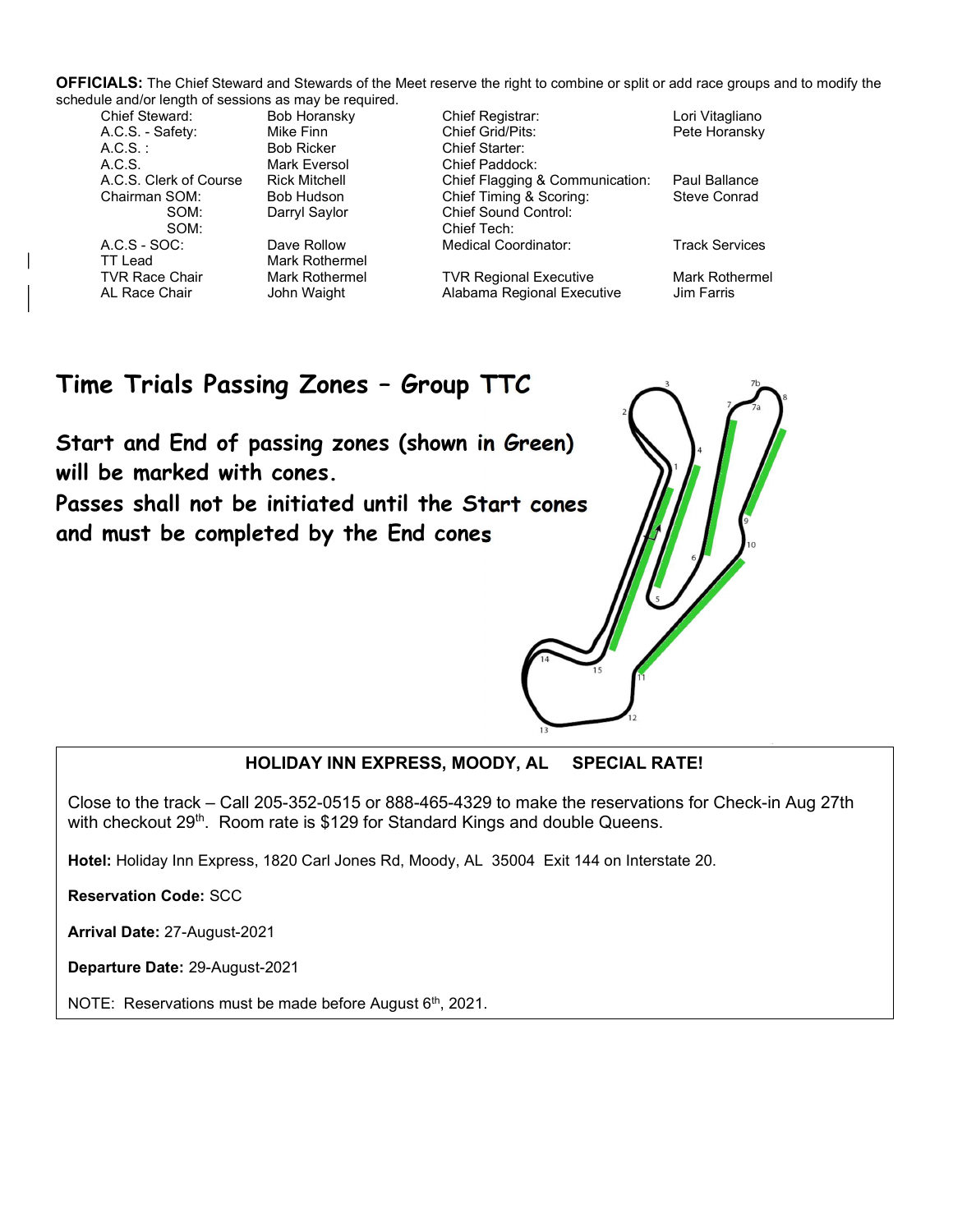**OFFICIALS:** The Chief Steward and Stewards of the Meet reserve the right to combine or split or add race groups and to modify the schedule and/or length of sessions as may be required.

| | | | |
|---|---|---|---|
| Chief Steward: | Bob Horansky | Chief Registrar: | Lori Vitagliano |
| A.C.S. - Safety: | Mike Finn | Chief Grid/Pits: | Pete Horansky |
| A.C.S. : | Bob Ricker | Chief Starter: | |
| A.C.S. | Mark Eversol | Chief Paddock: | |
| A.C.S. Clerk of Course | Rick Mitchell | Chief Flagging & Communication: | Paul Ballance |
| Chairman SOM: | Bob Hudson | Chief Timing & Scoring: | Steve Conrad |
| SOM: | Darryl Saylor | Chief Sound Control: | |
| SOM: | | Chief Tech: | |
| A.C.S - SOC: | Dave Rollow | Medical Coordinator: | Track Services |
| TT Lead | Mark Rothermel | | |
| TVR Race Chair | Mark Rothermel | TVR Regional Executive | Mark Rothermel |
| AL Race Chair | John Waight | Alabama Regional Executive | Jim Farris |

# Time Trials Passing Zones – Group TTC

**Start and End of passing zones (shown in Green) will be marked with cones.**
**Passes shall not be initiated until the Start cones and must be completed by the End cones**

**HOLIDAY INN EXPRESS, MOODY, AL SPECIAL RATE!**

Close to the track – Call 205-352-0515 or 888-465-4329 to make the reservations for Check-in Aug 27th with checkout 29th. Room rate is $129 for Standard Kings and double Queens.

**Hotel:** Holiday Inn Express, 1820 Carl Jones Rd, Moody, AL 35004 Exit 144 on Interstate 20.

**Reservation Code:** SCC

**Arrival Date:** 27-August-2021

**Departure Date:** 29-August-2021

NOTE: Reservations must be made before August 6th, 2021.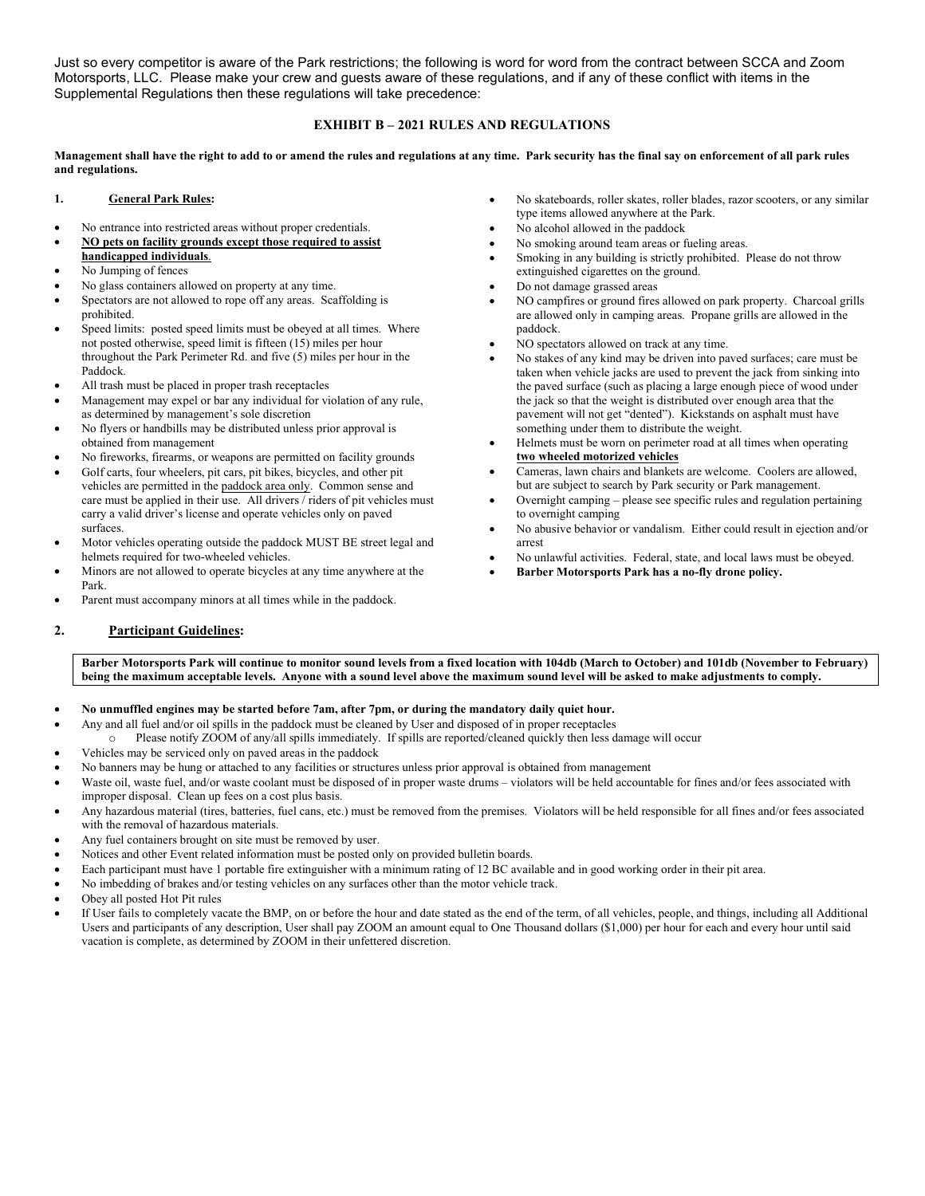Just so every competitor is aware of the Park restrictions; the following is word for word from the contract between SCCA and Zoom Motorsports, LLC. Please make your crew and guests aware of these regulations, and if any of these conflict with items in the Supplemental Regulations then these regulations will take precedence:

## EXHIBIT B – 2021 RULES AND REGULATIONS

**Management shall have the right to add to or amend the rules and regulations at any time. Park security has the final say on enforcement of all park rules and regulations.**

### 1. General Park Rules:

- No entrance into restricted areas without proper credentials.
- **NO pets on facility grounds except those required to assist handicapped individuals**.
- No Jumping of fences
- No glass containers allowed on property at any time.
- Spectators are not allowed to rope off any areas. Scaffolding is prohibited.
- Speed limits: posted speed limits must be obeyed at all times. Where not posted otherwise, speed limit is fifteen (15) miles per hour throughout the Park Perimeter Rd. and five (5) miles per hour in the Paddock.
- All trash must be placed in proper trash receptacles
- Management may expel or bar any individual for violation of any rule, as determined by management's sole discretion
- No flyers or handbills may be distributed unless prior approval is obtained from management
- No fireworks, firearms, or weapons are permitted on facility grounds
- Golf carts, four wheelers, pit cars, pit bikes, bicycles, and other pit vehicles are permitted in the paddock area only. Common sense and care must be applied in their use. All drivers / riders of pit vehicles must carry a valid driver's license and operate vehicles only on paved surfaces.
- Motor vehicles operating outside the paddock MUST BE street legal and helmets required for two-wheeled vehicles.
- Minors are not allowed to operate bicycles at any time anywhere at the Park.
- Parent must accompany minors at all times while in the paddock.
- No skateboards, roller skates, roller blades, razor scooters, or any similar type items allowed anywhere at the Park.
- No alcohol allowed in the paddock
- No smoking around team areas or fueling areas.
- Smoking in any building is strictly prohibited. Please do not throw extinguished cigarettes on the ground.
- Do not damage grassed areas
- NO campfires or ground fires allowed on park property. Charcoal grills are allowed only in camping areas. Propane grills are allowed in the paddock.
- NO spectators allowed on track at any time.
- No stakes of any kind may be driven into paved surfaces; care must be taken when vehicle jacks are used to prevent the jack from sinking into the paved surface (such as placing a large enough piece of wood under the jack so that the weight is distributed over enough area that the pavement will not get "dented"). Kickstands on asphalt must have something under them to distribute the weight.
- Helmets must be worn on perimeter road at all times when operating **two wheeled motorized vehicles**
- Cameras, lawn chairs and blankets are welcome. Coolers are allowed, but are subject to search by Park security or Park management.
- Overnight camping – please see specific rules and regulation pertaining to overnight camping
- No abusive behavior or vandalism. Either could result in ejection and/or arrest
- No unlawful activities. Federal, state, and local laws must be obeyed.
- **Barber Motorsports Park has a no-fly drone policy.**

### 2. Participant Guidelines:

**Barber Motorsports Park will continue to monitor sound levels from a fixed location with 104db (March to October) and 101db (November to February) being the maximum acceptable levels. Anyone with a sound level above the maximum sound level will be asked to make adjustments to comply.**

- **No unmuffled engines may be started before 7am, after 7pm, or during the mandatory daily quiet hour.**
- Any and all fuel and/or oil spills in the paddock must be cleaned by User and disposed of in proper receptacles
  - Please notify ZOOM of any/all spills immediately. If spills are reported/cleaned quickly then less damage will occur
- Vehicles may be serviced only on paved areas in the paddock
- No banners may be hung or attached to any facilities or structures unless prior approval is obtained from management
- Waste oil, waste fuel, and/or waste coolant must be disposed of in proper waste drums – violators will be held accountable for fines and/or fees associated with improper disposal. Clean up fees on a cost plus basis.
- Any hazardous material (tires, batteries, fuel cans, etc.) must be removed from the premises. Violators will be held responsible for all fines and/or fees associated with the removal of hazardous materials.
- Any fuel containers brought on site must be removed by user.
- Notices and other Event related information must be posted only on provided bulletin boards.
- Each participant must have 1 portable fire extinguisher with a minimum rating of 12 BC available and in good working order in their pit area.
- No imbedding of brakes and/or testing vehicles on any surfaces other than the motor vehicle track.
- Obey all posted Hot Pit rules
- If User fails to completely vacate the BMP, on or before the hour and date stated as the end of the term, of all vehicles, people, and things, including all Additional Users and participants of any description, User shall pay ZOOM an amount equal to One Thousand dollars ($1,000) per hour for each and every hour until said vacation is complete, as determined by ZOOM in their unfettered discretion.